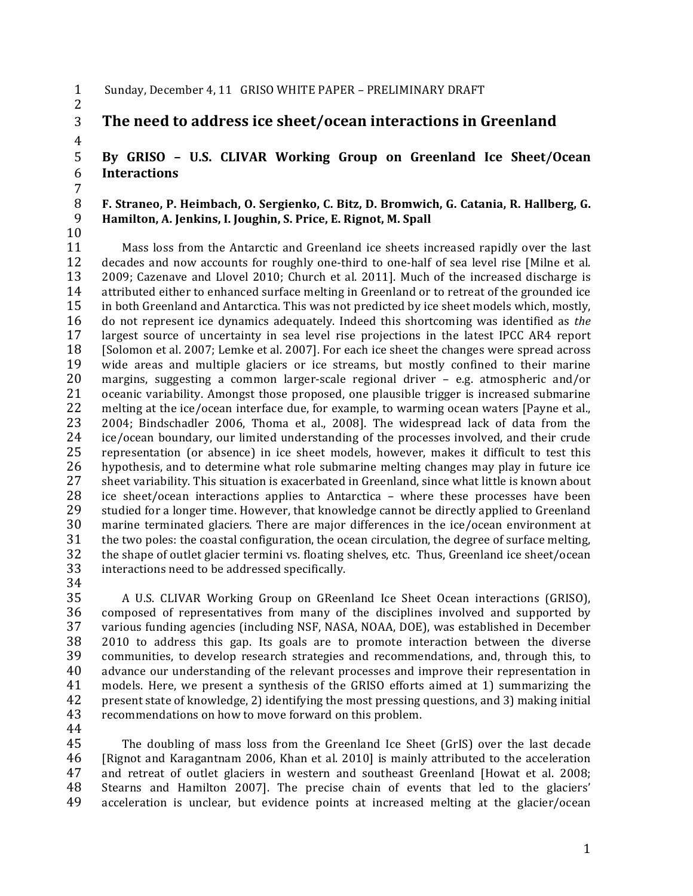Sunday, December 4, 11 GRISO WHITE PAPER – PRELIMINARY DRAFT

# The need to address ice sheet/ocean interactions in Greenland

## By GRISO – U.S. CLIVAR Working Group on Greenland Ice Sheet/Ocean Interactions

**F. Straneo, P. Heimbach, O. Sergienko, C. Bitz, D. Bromwich, G. Catania, R. Hallberg, G. Hamilton, A. Jenkins, I. Joughin, S. Price, E. Rignot, M. Spall**

Mass loss from the Antarctic and Greenland ice sheets increased rapidly over the last decades and now accounts for roughly one-third to one-half of sea level rise [Milne et al. 2009; Cazenave and Llovel 2010; Church et al. 2011]. Much of the increased discharge is attributed either to enhanced surface melting in Greenland or to retreat of the grounded ice in both Greenland and Antarctica. This was not predicted by ice sheet models which, mostly, do not represent ice dynamics adequately. Indeed this shortcoming was identified as *the* largest source of uncertainty in sea level rise projections in the latest IPCC AR4 report [Solomon et al. 2007; Lemke et al. 2007]. For each ice sheet the changes were spread across wide areas and multiple glaciers or ice streams, but mostly confined to their marine margins, suggesting a common larger-scale regional driver – e.g. atmospheric and/or oceanic variability. Amongst those proposed, one plausible trigger is increased submarine melting at the ice/ocean interface due, for example, to warming ocean waters [Payne et al., 2004; Bindschadler 2006, Thoma et al., 2008]. The widespread lack of data from the ice/ocean boundary, our limited understanding of the processes involved, and their crude representation (or absence) in ice sheet models, however, makes it difficult to test this hypothesis, and to determine what role submarine melting changes may play in future ice sheet variability. This situation is exacerbated in Greenland, since what little is known about ice sheet/ocean interactions applies to Antarctica – where these processes have been studied for a longer time. However, that knowledge cannot be directly applied to Greenland marine terminated glaciers. There are major differences in the ice/ocean environment at the two poles: the coastal configuration, the ocean circulation, the degree of surface melting, the shape of outlet glacier termini vs. floating shelves, etc. Thus, Greenland ice sheet/ocean interactions need to be addressed specifically.

A U.S. CLIVAR Working Group on GReenland Ice Sheet Ocean interactions (GRISO), composed of representatives from many of the disciplines involved and supported by various funding agencies (including NSF, NASA, NOAA, DOE), was established in December 2010 to address this gap. Its goals are to promote interaction between the diverse communities, to develop research strategies and recommendations, and, through this, to advance our understanding of the relevant processes and improve their representation in models. Here, we present a synthesis of the GRISO efforts aimed at 1) summarizing the present state of knowledge, 2) identifying the most pressing questions, and 3) making initial recommendations on how to move forward on this problem.

The doubling of mass loss from the Greenland Ice Sheet (GrIS) over the last decade [Rignot and Karagantnam 2006, Khan et al. 2010] is mainly attributed to the acceleration and retreat of outlet glaciers in western and southeast Greenland [Howat et al. 2008; Stearns and Hamilton 2007]. The precise chain of events that led to the glaciers' acceleration is unclear, but evidence points at increased melting at the glacier/ocean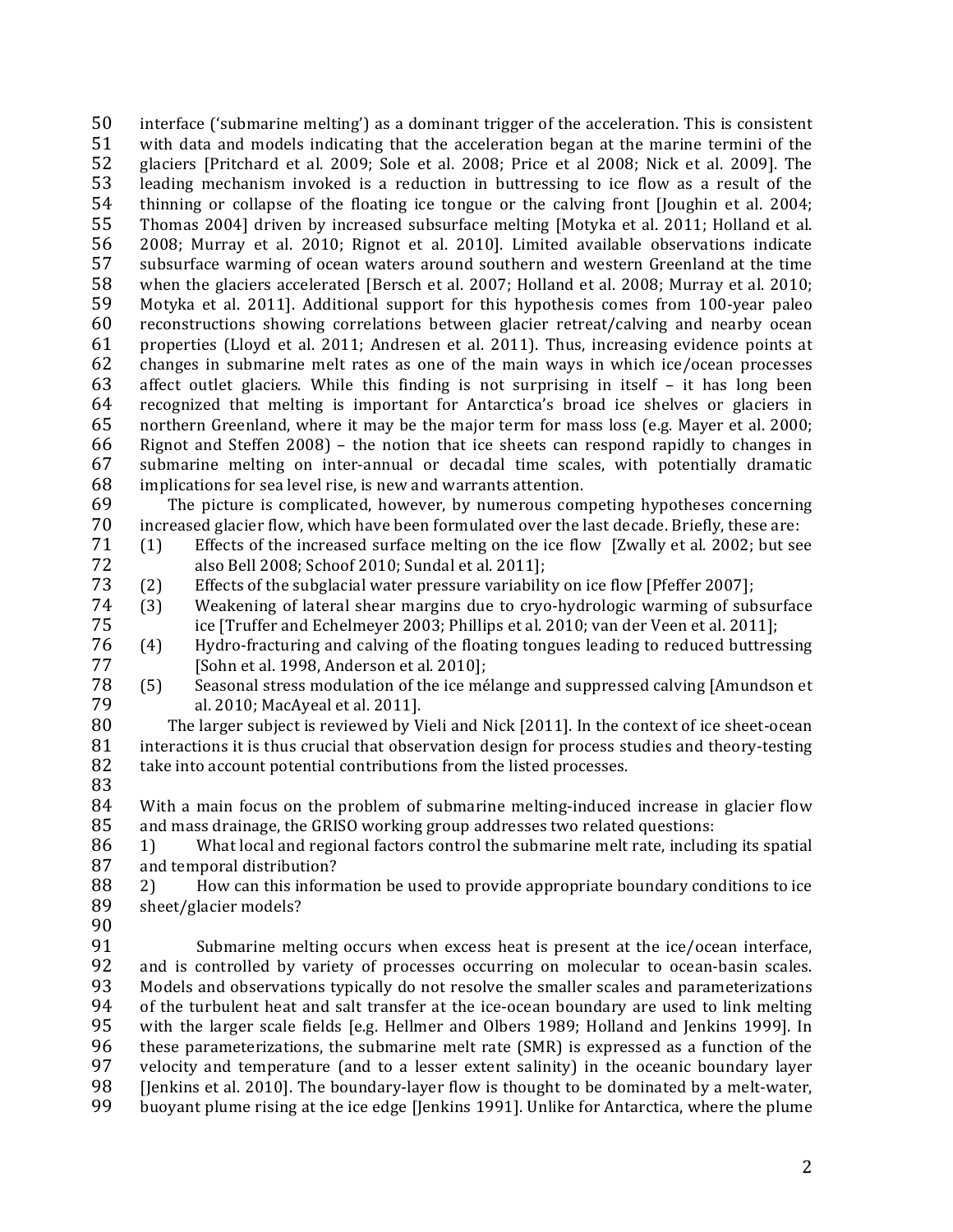interface ('submarine melting') as a dominant trigger of the acceleration. This is consistent with data and models indicating that the acceleration began at the marine termini of the glaciers [Pritchard et al. 2009; Sole et al. 2008; Price et al 2008; Nick et al. 2009]. The leading mechanism invoked is a reduction in buttressing to ice flow as a result of the thinning or collapse of the floating ice tongue or the calving front [Joughin et al. 2004; Thomas 2004] driven by increased subsurface melting [Motyka et al. 2011; Holland et al. 2008; Murray et al. 2010; Rignot et al. 2010]. Limited available observations indicate subsurface warming of ocean waters around southern and western Greenland at the time when the glaciers accelerated [Bersch et al. 2007; Holland et al. 2008; Murray et al. 2010; Motyka et al. 2011]. Additional support for this hypothesis comes from 100-year paleo reconstructions showing correlations between glacier retreat/calving and nearby ocean properties (Lloyd et al. 2011; Andresen et al. 2011). Thus, increasing evidence points at changes in submarine melt rates as one of the main ways in which ice/ocean processes affect outlet glaciers. While this finding is not surprising in itself – it has long been recognized that melting is important for Antarctica's broad ice shelves or glaciers in northern Greenland, where it may be the major term for mass loss (e.g. Mayer et al. 2000; Rignot and Steffen 2008) – the notion that ice sheets can respond rapidly to changes in submarine melting on inter-annual or decadal time scales, with potentially dramatic implications for sea level rise, is new and warrants attention.

The picture is complicated, however, by numerous competing hypotheses concerning increased glacier flow, which have been formulated over the last decade. Briefly, these are:

(1) Effects of the increased surface melting on the ice flow [Zwally et al. 2002; but see also Bell 2008; Schoof 2010; Sundal et al. 2011];

(2) Effects of the subglacial water pressure variability on ice flow [Pfeffer 2007];

(3) Weakening of lateral shear margins due to cryo-hydrologic warming of subsurface ice [Truffer and Echelmeyer 2003; Phillips et al. 2010; van der Veen et al. 2011];

(4) Hydro-fracturing and calving of the floating tongues leading to reduced buttressing [Sohn et al. 1998, Anderson et al. 2010];

(5) Seasonal stress modulation of the ice mélange and suppressed calving [Amundson et al. 2010; MacAyeal et al. 2011].

The larger subject is reviewed by Vieli and Nick [2011]. In the context of ice sheet-ocean interactions it is thus crucial that observation design for process studies and theory-testing take into account potential contributions from the listed processes.

With a main focus on the problem of submarine melting-induced increase in glacier flow and mass drainage, the GRISO working group addresses two related questions:

1) What local and regional factors control the submarine melt rate, including its spatial and temporal distribution?

2) How can this information be used to provide appropriate boundary conditions to ice sheet/glacier models?

Submarine melting occurs when excess heat is present at the ice/ocean interface, and is controlled by variety of processes occurring on molecular to ocean-basin scales. Models and observations typically do not resolve the smaller scales and parameterizations of the turbulent heat and salt transfer at the ice-ocean boundary are used to link melting with the larger scale fields [e.g. Hellmer and Olbers 1989; Holland and Jenkins 1999]. In these parameterizations, the submarine melt rate (SMR) is expressed as a function of the velocity and temperature (and to a lesser extent salinity) in the oceanic boundary layer [Jenkins et al. 2010]. The boundary-layer flow is thought to be dominated by a melt-water, buoyant plume rising at the ice edge [Jenkins 1991]. Unlike for Antarctica, where the plume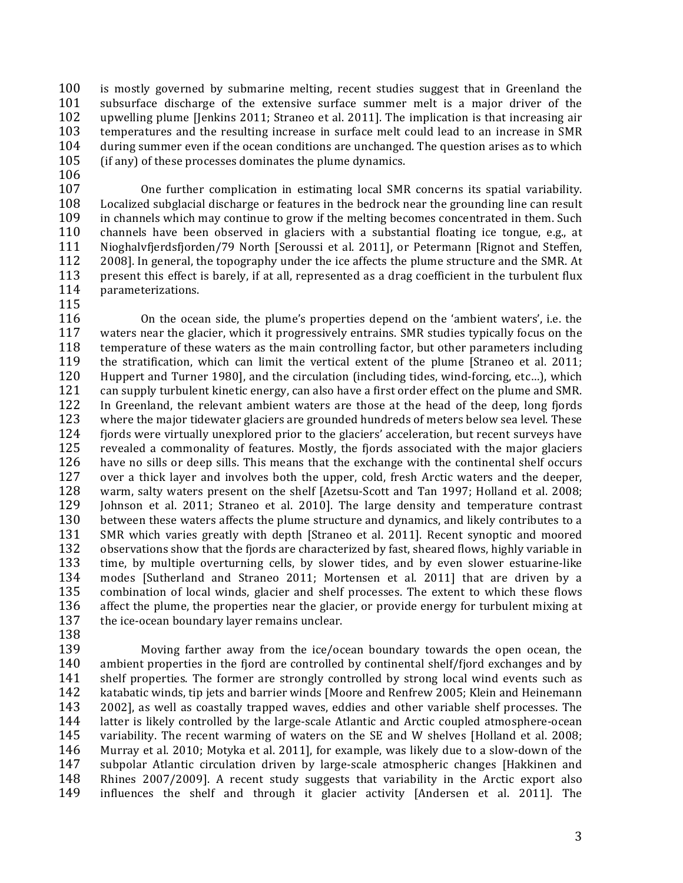is mostly governed by submarine melting, recent studies suggest that in Greenland the subsurface discharge of the extensive surface summer melt is a major driver of the upwelling plume [Jenkins 2011; Straneo et al. 2011]. The implication is that increasing air temperatures and the resulting increase in surface melt could lead to an increase in SMR during summer even if the ocean conditions are unchanged. The question arises as to which (if any) of these processes dominates the plume dynamics.

One further complication in estimating local SMR concerns its spatial variability. Localized subglacial discharge or features in the bedrock near the grounding line can result in channels which may continue to grow if the melting becomes concentrated in them. Such channels have been observed in glaciers with a substantial floating ice tongue, e.g., at Nioghalvfjerdsfjorden/79 North [Seroussi et al. 2011], or Petermann [Rignot and Steffen, 2008]. In general, the topography under the ice affects the plume structure and the SMR. At present this effect is barely, if at all, represented as a drag coefficient in the turbulent flux parameterizations.

On the ocean side, the plume's properties depend on the 'ambient waters', i.e. the waters near the glacier, which it progressively entrains. SMR studies typically focus on the temperature of these waters as the main controlling factor, but other parameters including the stratification, which can limit the vertical extent of the plume [Straneo et al. 2011; Huppert and Turner 1980], and the circulation (including tides, wind-forcing, etc…), which can supply turbulent kinetic energy, can also have a first order effect on the plume and SMR. In Greenland, the relevant ambient waters are those at the head of the deep, long fjords where the major tidewater glaciers are grounded hundreds of meters below sea level. These fjords were virtually unexplored prior to the glaciers' acceleration, but recent surveys have revealed a commonality of features. Mostly, the fjords associated with the major glaciers have no sills or deep sills. This means that the exchange with the continental shelf occurs over a thick layer and involves both the upper, cold, fresh Arctic waters and the deeper, warm, salty waters present on the shelf [Azetsu-Scott and Tan 1997; Holland et al. 2008; Johnson et al. 2011; Straneo et al. 2010]. The large density and temperature contrast between these waters affects the plume structure and dynamics, and likely contributes to a SMR which varies greatly with depth [Straneo et al. 2011]. Recent synoptic and moored observations show that the fjords are characterized by fast, sheared flows, highly variable in time, by multiple overturning cells, by slower tides, and by even slower estuarine-like modes [Sutherland and Straneo 2011; Mortensen et al. 2011] that are driven by a combination of local winds, glacier and shelf processes. The extent to which these flows affect the plume, the properties near the glacier, or provide energy for turbulent mixing at the ice-ocean boundary layer remains unclear.

Moving farther away from the ice/ocean boundary towards the open ocean, the ambient properties in the fjord are controlled by continental shelf/fjord exchanges and by shelf properties. The former are strongly controlled by strong local wind events such as katabatic winds, tip jets and barrier winds [Moore and Renfrew 2005; Klein and Heinemann 2002], as well as coastally trapped waves, eddies and other variable shelf processes. The latter is likely controlled by the large-scale Atlantic and Arctic coupled atmosphere-ocean variability. The recent warming of waters on the SE and W shelves [Holland et al. 2008; Murray et al. 2010; Motyka et al. 2011], for example, was likely due to a slow-down of the subpolar Atlantic circulation driven by large-scale atmospheric changes [Hakkinen and Rhines 2007/2009]. A recent study suggests that variability in the Arctic export also influences the shelf and through it glacier activity [Andersen et al. 2011]. The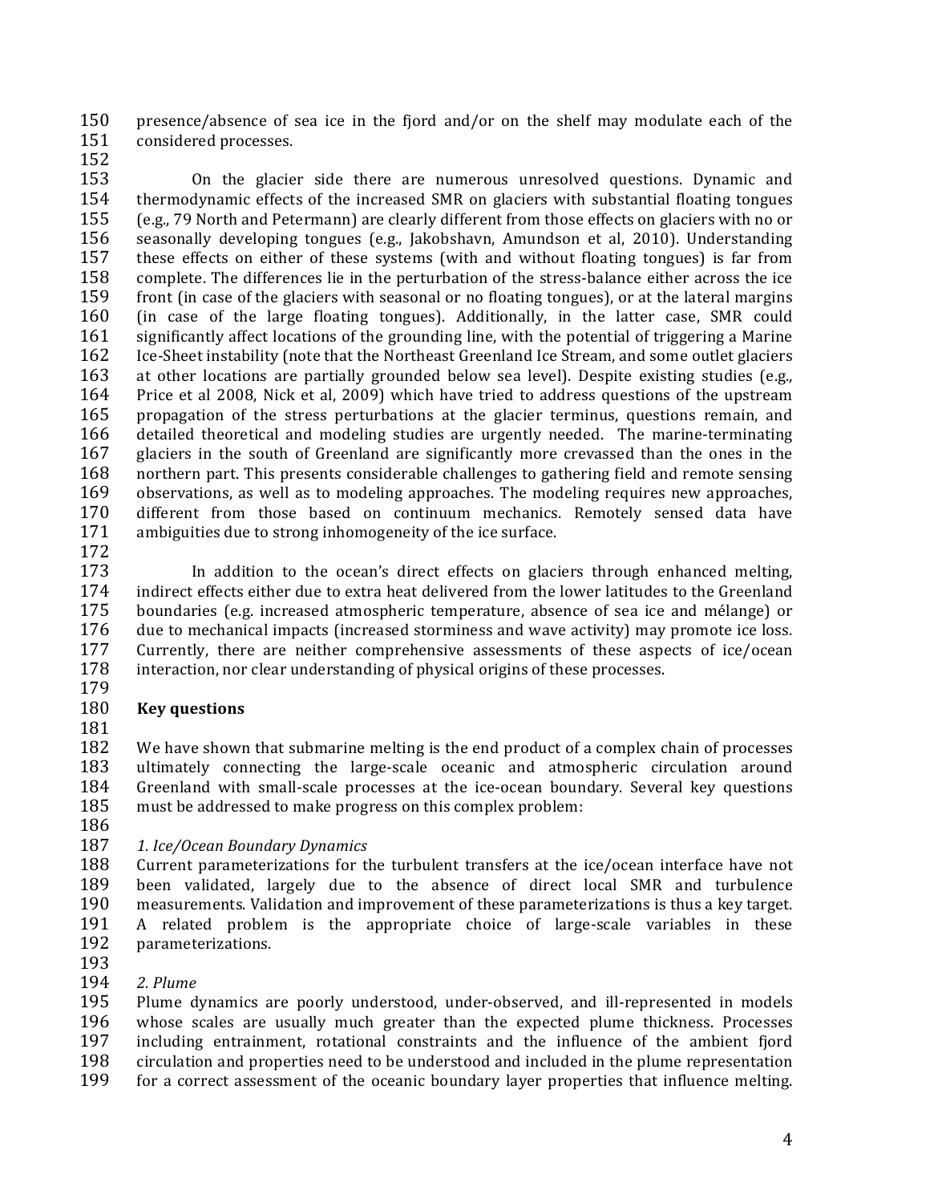presence/absence of sea ice in the fjord and/or on the shelf may modulate each of the considered processes.

On the glacier side there are numerous unresolved questions. Dynamic and thermodynamic effects of the increased SMR on glaciers with substantial floating tongues (e.g., 79 North and Petermann) are clearly different from those effects on glaciers with no or seasonally developing tongues (e.g., Jakobshavn, Amundson et al, 2010). Understanding these effects on either of these systems (with and without floating tongues) is far from complete. The differences lie in the perturbation of the stress-balance either across the ice front (in case of the glaciers with seasonal or no floating tongues), or at the lateral margins (in case of the large floating tongues). Additionally, in the latter case, SMR could significantly affect locations of the grounding line, with the potential of triggering a Marine Ice-Sheet instability (note that the Northeast Greenland Ice Stream, and some outlet glaciers at other locations are partially grounded below sea level). Despite existing studies (e.g., Price et al 2008, Nick et al, 2009) which have tried to address questions of the upstream propagation of the stress perturbations at the glacier terminus, questions remain, and detailed theoretical and modeling studies are urgently needed. The marine-terminating glaciers in the south of Greenland are significantly more crevassed than the ones in the northern part. This presents considerable challenges to gathering field and remote sensing observations, as well as to modeling approaches. The modeling requires new approaches, different from those based on continuum mechanics. Remotely sensed data have ambiguities due to strong inhomogeneity of the ice surface.

In addition to the ocean's direct effects on glaciers through enhanced melting, indirect effects either due to extra heat delivered from the lower latitudes to the Greenland boundaries (e.g. increased atmospheric temperature, absence of sea ice and mélange) or due to mechanical impacts (increased storminess and wave activity) may promote ice loss. Currently, there are neither comprehensive assessments of these aspects of ice/ocean interaction, nor clear understanding of physical origins of these processes.

## Key questions

We have shown that submarine melting is the end product of a complex chain of processes ultimately connecting the large-scale oceanic and atmospheric circulation around Greenland with small-scale processes at the ice-ocean boundary. Several key questions must be addressed to make progress on this complex problem:

*1. Ice/Ocean Boundary Dynamics*

Current parameterizations for the turbulent transfers at the ice/ocean interface have not been validated, largely due to the absence of direct local SMR and turbulence measurements. Validation and improvement of these parameterizations is thus a key target. A related problem is the appropriate choice of large-scale variables in these parameterizations.

*2. Plume*

Plume dynamics are poorly understood, under-observed, and ill-represented in models whose scales are usually much greater than the expected plume thickness. Processes including entrainment, rotational constraints and the influence of the ambient fjord circulation and properties need to be understood and included in the plume representation for a correct assessment of the oceanic boundary layer properties that influence melting.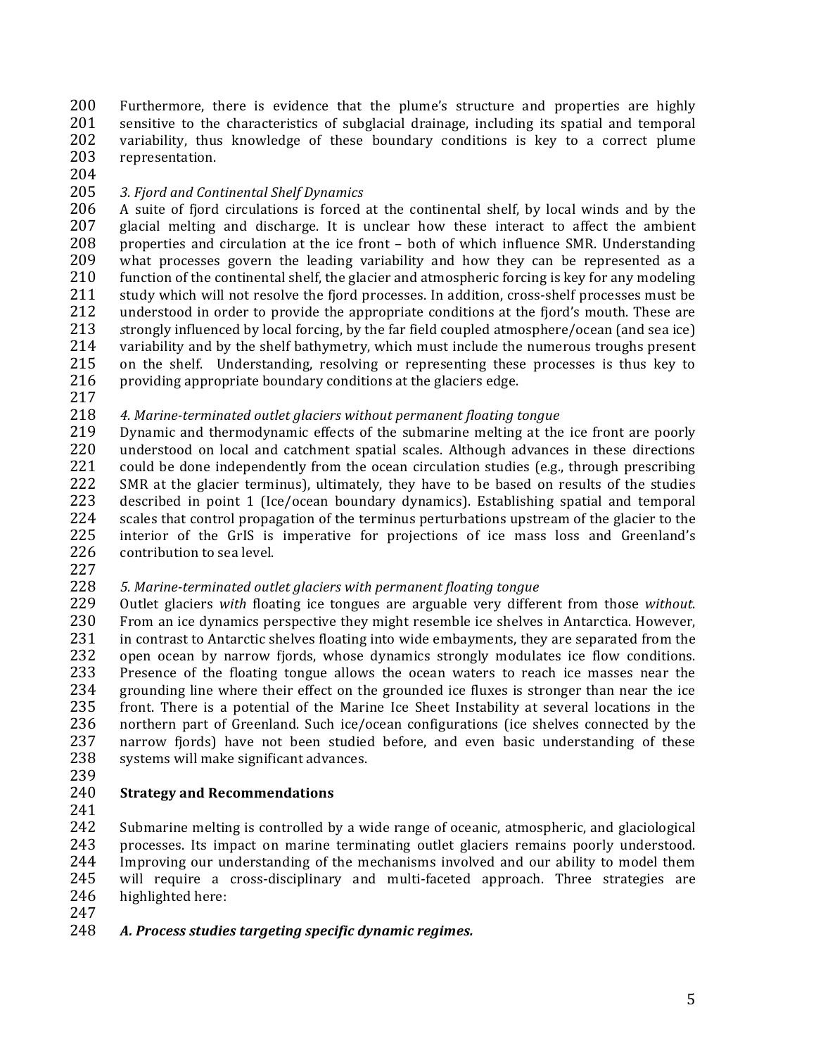Furthermore, there is evidence that the plume's structure and properties are highly sensitive to the characteristics of subglacial drainage, including its spatial and temporal variability, thus knowledge of these boundary conditions is key to a correct plume representation.

*3. Fjord and Continental Shelf Dynamics*

A suite of fjord circulations is forced at the continental shelf, by local winds and by the glacial melting and discharge. It is unclear how these interact to affect the ambient properties and circulation at the ice front – both of which influence SMR. Understanding what processes govern the leading variability and how they can be represented as a function of the continental shelf, the glacier and atmospheric forcing is key for any modeling study which will not resolve the fjord processes. In addition, cross-shelf processes must be understood in order to provide the appropriate conditions at the fjord's mouth. These are strongly influenced by local forcing, by the far field coupled atmosphere/ocean (and sea ice) variability and by the shelf bathymetry, which must include the numerous troughs present on the shelf. Understanding, resolving or representing these processes is thus key to providing appropriate boundary conditions at the glaciers edge.

*4. Marine-terminated outlet glaciers without permanent floating tongue*

Dynamic and thermodynamic effects of the submarine melting at the ice front are poorly understood on local and catchment spatial scales. Although advances in these directions could be done independently from the ocean circulation studies (e.g., through prescribing SMR at the glacier terminus), ultimately, they have to be based on results of the studies described in point 1 (Ice/ocean boundary dynamics). Establishing spatial and temporal scales that control propagation of the terminus perturbations upstream of the glacier to the interior of the GrIS is imperative for projections of ice mass loss and Greenland's contribution to sea level.

*5. Marine-terminated outlet glaciers with permanent floating tongue*

Outlet glaciers *with* floating ice tongues are arguable very different from those *without*. From an ice dynamics perspective they might resemble ice shelves in Antarctica. However, in contrast to Antarctic shelves floating into wide embayments, they are separated from the open ocean by narrow fjords, whose dynamics strongly modulates ice flow conditions. Presence of the floating tongue allows the ocean waters to reach ice masses near the grounding line where their effect on the grounded ice fluxes is stronger than near the ice front. There is a potential of the Marine Ice Sheet Instability at several locations in the northern part of Greenland. Such ice/ocean configurations (ice shelves connected by the narrow fjords) have not been studied before, and even basic understanding of these systems will make significant advances.

## Strategy and Recommendations

Submarine melting is controlled by a wide range of oceanic, atmospheric, and glaciological processes. Its impact on marine terminating outlet glaciers remains poorly understood. Improving our understanding of the mechanisms involved and our ability to model them will require a cross-disciplinary and multi-faceted approach. Three strategies are highlighted here:

***A. Process studies targeting specific dynamic regimes.***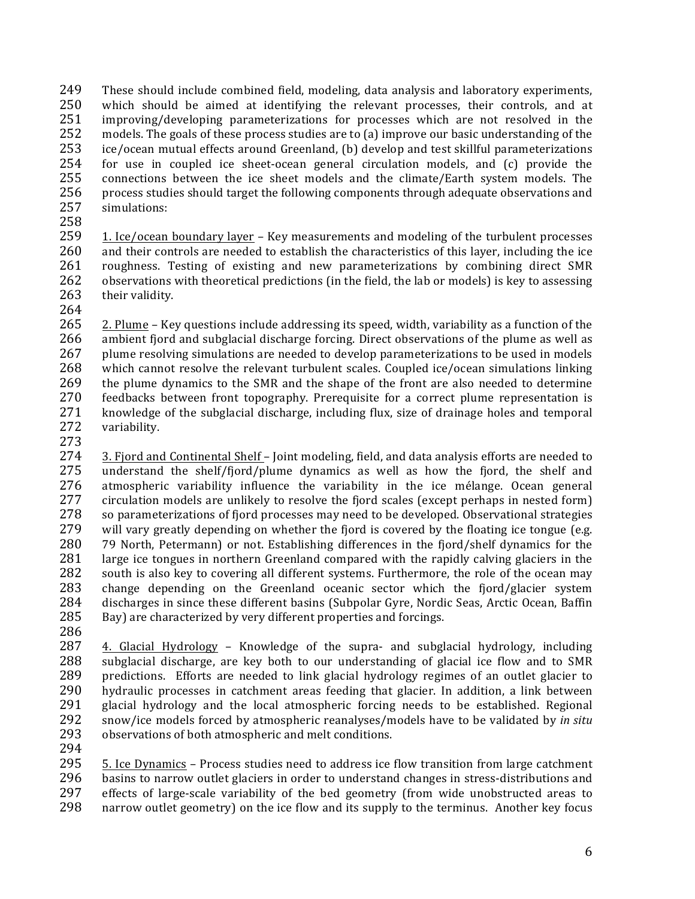These should include combined field, modeling, data analysis and laboratory experiments, which should be aimed at identifying the relevant processes, their controls, and at improving/developing parameterizations for processes which are not resolved in the models. The goals of these process studies are to (a) improve our basic understanding of the ice/ocean mutual effects around Greenland, (b) develop and test skillful parameterizations for use in coupled ice sheet-ocean general circulation models, and (c) provide the connections between the ice sheet models and the climate/Earth system models. The process studies should target the following components through adequate observations and simulations:

1. Ice/ocean boundary layer – Key measurements and modeling of the turbulent processes and their controls are needed to establish the characteristics of this layer, including the ice roughness. Testing of existing and new parameterizations by combining direct SMR observations with theoretical predictions (in the field, the lab or models) is key to assessing their validity.

2. Plume – Key questions include addressing its speed, width, variability as a function of the ambient fjord and subglacial discharge forcing. Direct observations of the plume as well as plume resolving simulations are needed to develop parameterizations to be used in models which cannot resolve the relevant turbulent scales. Coupled ice/ocean simulations linking the plume dynamics to the SMR and the shape of the front are also needed to determine feedbacks between front topography. Prerequisite for a correct plume representation is knowledge of the subglacial discharge, including flux, size of drainage holes and temporal variability.

3. Fjord and Continental Shelf – Joint modeling, field, and data analysis efforts are needed to understand the shelf/fjord/plume dynamics as well as how the fjord, the shelf and atmospheric variability influence the variability in the ice mélange. Ocean general circulation models are unlikely to resolve the fjord scales (except perhaps in nested form) so parameterizations of fjord processes may need to be developed. Observational strategies will vary greatly depending on whether the fjord is covered by the floating ice tongue (e.g. 79 North, Petermann) or not. Establishing differences in the fjord/shelf dynamics for the large ice tongues in northern Greenland compared with the rapidly calving glaciers in the south is also key to covering all different systems. Furthermore, the role of the ocean may change depending on the Greenland oceanic sector which the fjord/glacier system discharges in since these different basins (Subpolar Gyre, Nordic Seas, Arctic Ocean, Baffin Bay) are characterized by very different properties and forcings.

4. Glacial Hydrology – Knowledge of the supra- and subglacial hydrology, including subglacial discharge, are key both to our understanding of glacial ice flow and to SMR predictions. Efforts are needed to link glacial hydrology regimes of an outlet glacier to hydraulic processes in catchment areas feeding that glacier. In addition, a link between glacial hydrology and the local atmospheric forcing needs to be established. Regional snow/ice models forced by atmospheric reanalyses/models have to be validated by *in situ* observations of both atmospheric and melt conditions.

5. Ice Dynamics – Process studies need to address ice flow transition from large catchment basins to narrow outlet glaciers in order to understand changes in stress-distributions and effects of large-scale variability of the bed geometry (from wide unobstructed areas to narrow outlet geometry) on the ice flow and its supply to the terminus. Another key focus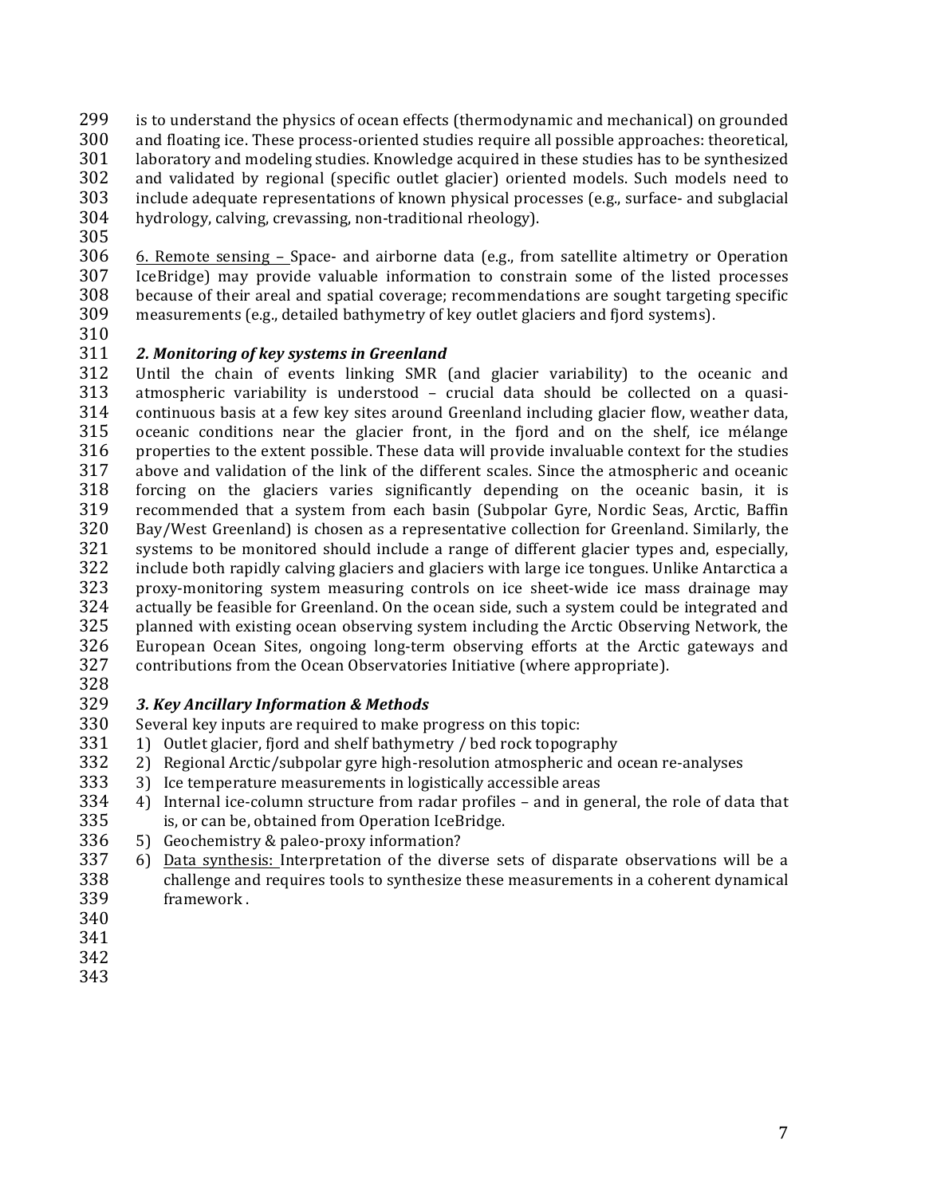is to understand the physics of ocean effects (thermodynamic and mechanical) on grounded and floating ice. These process-oriented studies require all possible approaches: theoretical, laboratory and modeling studies. Knowledge acquired in these studies has to be synthesized and validated by regional (specific outlet glacier) oriented models. Such models need to include adequate representations of known physical processes (e.g., surface- and subglacial hydrology, calving, crevassing, non-traditional rheology).

6. Remote sensing – Space- and airborne data (e.g., from satellite altimetry or Operation IceBridge) may provide valuable information to constrain some of the listed processes because of their areal and spatial coverage; recommendations are sought targeting specific measurements (e.g., detailed bathymetry of key outlet glaciers and fjord systems).

### *2. Monitoring of key systems in Greenland*

Until the chain of events linking SMR (and glacier variability) to the oceanic and atmospheric variability is understood – crucial data should be collected on a quasi-continuous basis at a few key sites around Greenland including glacier flow, weather data, oceanic conditions near the glacier front, in the fjord and on the shelf, ice mélange properties to the extent possible. These data will provide invaluable context for the studies above and validation of the link of the different scales. Since the atmospheric and oceanic forcing on the glaciers varies significantly depending on the oceanic basin, it is recommended that a system from each basin (Subpolar Gyre, Nordic Seas, Arctic, Baffin Bay/West Greenland) is chosen as a representative collection for Greenland. Similarly, the systems to be monitored should include a range of different glacier types and, especially, include both rapidly calving glaciers and glaciers with large ice tongues. Unlike Antarctica a proxy-monitoring system measuring controls on ice sheet-wide ice mass drainage may actually be feasible for Greenland. On the ocean side, such a system could be integrated and planned with existing ocean observing system including the Arctic Observing Network, the European Ocean Sites, ongoing long-term observing efforts at the Arctic gateways and contributions from the Ocean Observatories Initiative (where appropriate).

### *3. Key Ancillary Information & Methods*

Several key inputs are required to make progress on this topic:

1) Outlet glacier, fjord and shelf bathymetry / bed rock topography
2) Regional Arctic/subpolar gyre high-resolution atmospheric and ocean re-analyses
3) Ice temperature measurements in logistically accessible areas
4) Internal ice-column structure from radar profiles – and in general, the role of data that is, or can be, obtained from Operation IceBridge.
5) Geochemistry & paleo-proxy information?
6) Data synthesis: Interpretation of the diverse sets of disparate observations will be a challenge and requires tools to synthesize these measurements in a coherent dynamical framework .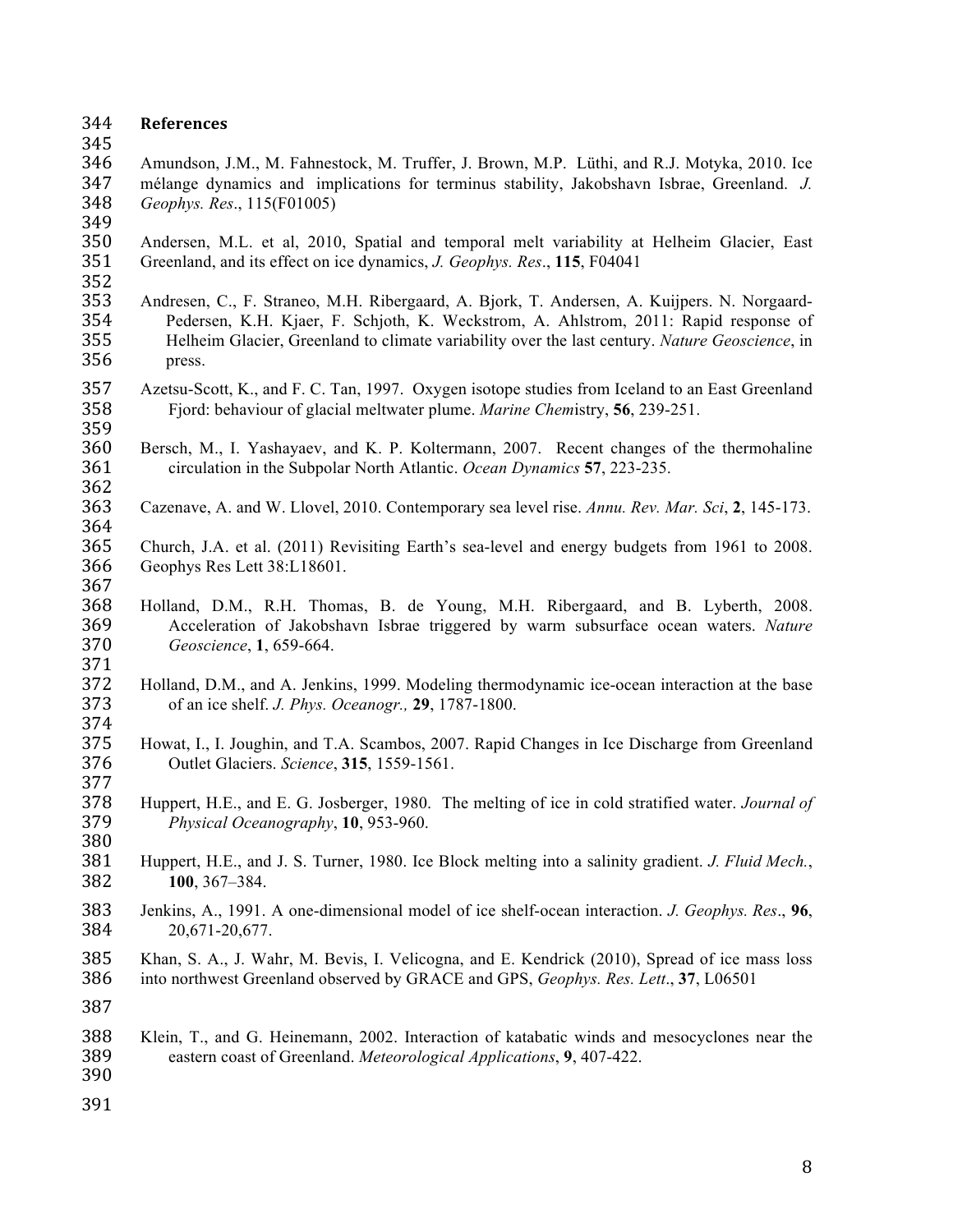## References

Amundson, J.M., M. Fahnestock, M. Truffer, J. Brown, M.P. Lüthi, and R.J. Motyka, 2010. Ice mélange dynamics and implications for terminus stability, Jakobshavn Isbrae, Greenland. *J. Geophys. Res*., 115(F01005)

Andersen, M.L. et al, 2010, Spatial and temporal melt variability at Helheim Glacier, East Greenland, and its effect on ice dynamics, *J. Geophys. Res*., **115**, F04041

Andresen, C., F. Straneo, M.H. Ribergaard, A. Bjork, T. Andersen, A. Kuijpers. N. Norgaard-Pedersen, K.H. Kjaer, F. Schjoth, K. Weckstrom, A. Ahlstrom, 2011: Rapid response of Helheim Glacier, Greenland to climate variability over the last century. *Nature Geoscience*, in press.

Azetsu-Scott, K., and F. C. Tan, 1997. Oxygen isotope studies from Iceland to an East Greenland Fjord: behaviour of glacial meltwater plume. *Marine Chem*istry, **56**, 239-251.

Bersch, M., I. Yashayaev, and K. P. Koltermann, 2007. Recent changes of the thermohaline circulation in the Subpolar North Atlantic. *Ocean Dynamics* **57**, 223-235.

Cazenave, A. and W. Llovel, 2010. Contemporary sea level rise. *Annu. Rev. Mar. Sci*, **2**, 145-173.

Church, J.A. et al. (2011) Revisiting Earth's sea-level and energy budgets from 1961 to 2008. Geophys Res Lett 38:L18601.

Holland, D.M., R.H. Thomas, B. de Young, M.H. Ribergaard, and B. Lyberth, 2008. Acceleration of Jakobshavn Isbrae triggered by warm subsurface ocean waters. *Nature Geoscience*, **1**, 659-664.

Holland, D.M., and A. Jenkins, 1999. Modeling thermodynamic ice-ocean interaction at the base of an ice shelf. *J. Phys. Oceanogr.,* **29**, 1787-1800.

Howat, I., I. Joughin, and T.A. Scambos, 2007. Rapid Changes in Ice Discharge from Greenland Outlet Glaciers. *Science*, **315**, 1559-1561.

Huppert, H.E., and E. G. Josberger, 1980. The melting of ice in cold stratified water. *Journal of Physical Oceanography*, **10**, 953-960.

Huppert, H.E., and J. S. Turner, 1980. Ice Block melting into a salinity gradient. *J. Fluid Mech.*, **100**, 367–384.

Jenkins, A., 1991. A one-dimensional model of ice shelf-ocean interaction. *J. Geophys. Res*., **96**, 20,671-20,677.

Khan, S. A., J. Wahr, M. Bevis, I. Velicogna, and E. Kendrick (2010), Spread of ice mass loss into northwest Greenland observed by GRACE and GPS, *Geophys. Res. Lett*., **37**, L06501

Klein, T., and G. Heinemann, 2002. Interaction of katabatic winds and mesocyclones near the eastern coast of Greenland. *Meteorological Applications*, **9**, 407-422.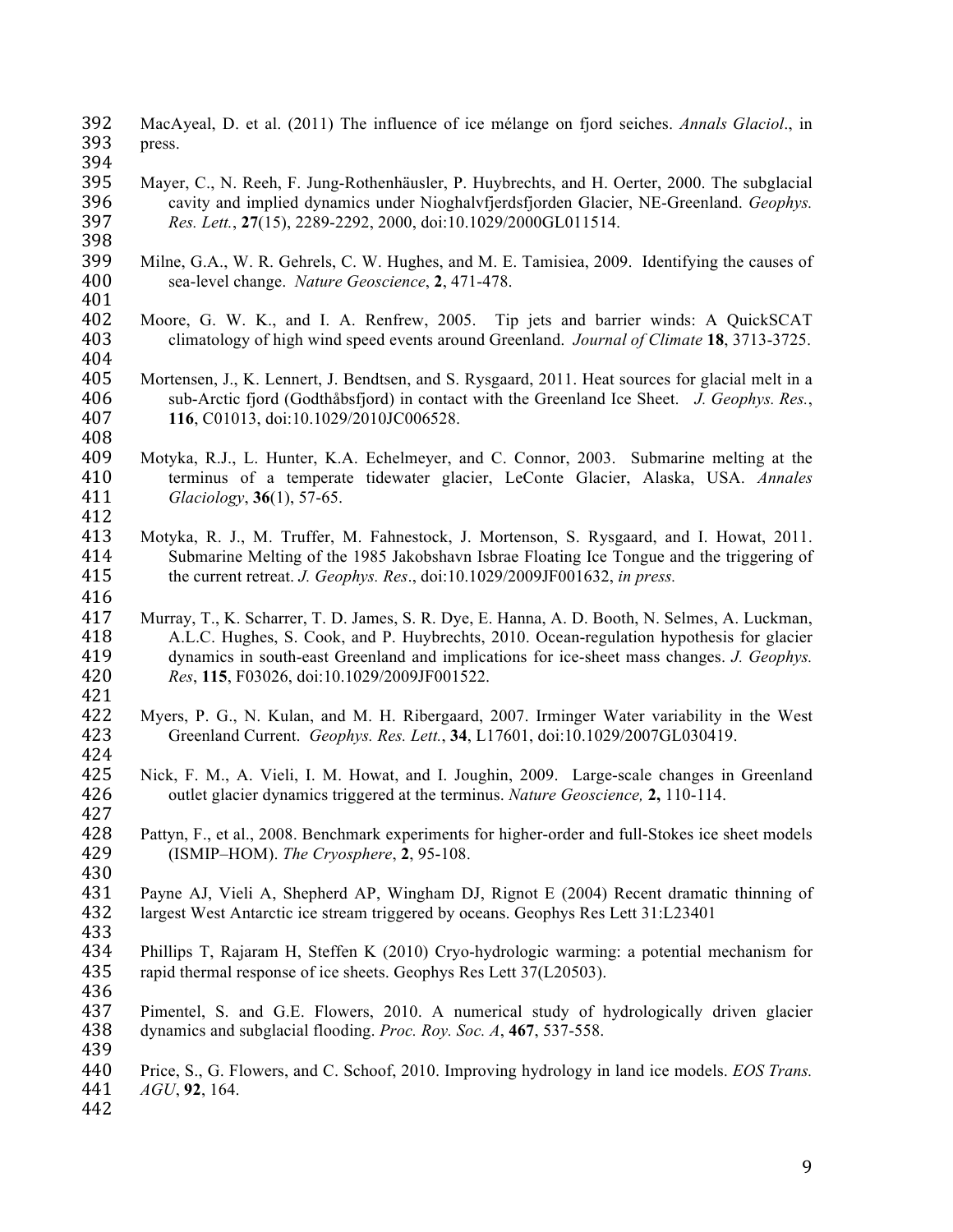MacAyeal, D. et al. (2011) The influence of ice mélange on fjord seiches. *Annals Glaciol*., in press.

Mayer, C., N. Reeh, F. Jung-Rothenhäusler, P. Huybrechts, and H. Oerter, 2000. The subglacial cavity and implied dynamics under Nioghalvfjerdsfjorden Glacier, NE-Greenland. *Geophys. Res. Lett.*, **27**(15), 2289-2292, 2000, doi:10.1029/2000GL011514.

Milne, G.A., W. R. Gehrels, C. W. Hughes, and M. E. Tamisiea, 2009. Identifying the causes of sea-level change. *Nature Geoscience*, **2**, 471-478.

Moore, G. W. K., and I. A. Renfrew, 2005. Tip jets and barrier winds: A QuickSCAT climatology of high wind speed events around Greenland. *Journal of Climate* **18**, 3713-3725.

Mortensen, J., K. Lennert, J. Bendtsen, and S. Rysgaard, 2011. Heat sources for glacial melt in a sub-Arctic fjord (Godthåbsfjord) in contact with the Greenland Ice Sheet. *J. Geophys. Res.*, **116**, C01013, doi:10.1029/2010JC006528.

Motyka, R.J., L. Hunter, K.A. Echelmeyer, and C. Connor, 2003. Submarine melting at the terminus of a temperate tidewater glacier, LeConte Glacier, Alaska, USA. *Annales Glaciology*, **36**(1), 57-65.

Motyka, R. J., M. Truffer, M. Fahnestock, J. Mortenson, S. Rysgaard, and I. Howat, 2011. Submarine Melting of the 1985 Jakobshavn Isbrae Floating Ice Tongue and the triggering of the current retreat. *J. Geophys. Res*., doi:10.1029/2009JF001632, *in press.*

Murray, T., K. Scharrer, T. D. James, S. R. Dye, E. Hanna, A. D. Booth, N. Selmes, A. Luckman, A.L.C. Hughes, S. Cook, and P. Huybrechts, 2010. Ocean-regulation hypothesis for glacier dynamics in south-east Greenland and implications for ice-sheet mass changes. *J. Geophys. Res*, **115**, F03026, doi:10.1029/2009JF001522.

Myers, P. G., N. Kulan, and M. H. Ribergaard, 2007. Irminger Water variability in the West Greenland Current. *Geophys. Res. Lett.*, **34**, L17601, doi:10.1029/2007GL030419.

Nick, F. M., A. Vieli, I. M. Howat, and I. Joughin, 2009. Large-scale changes in Greenland outlet glacier dynamics triggered at the terminus. *Nature Geoscience,* **2,** 110-114.

Pattyn, F., et al., 2008. Benchmark experiments for higher-order and full-Stokes ice sheet models (ISMIP–HOM). *The Cryosphere*, **2**, 95-108.

Payne AJ, Vieli A, Shepherd AP, Wingham DJ, Rignot E (2004) Recent dramatic thinning of largest West Antarctic ice stream triggered by oceans. Geophys Res Lett 31:L23401

Phillips T, Rajaram H, Steffen K (2010) Cryo-hydrologic warming: a potential mechanism for rapid thermal response of ice sheets. Geophys Res Lett 37(L20503).

Pimentel, S. and G.E. Flowers, 2010. A numerical study of hydrologically driven glacier dynamics and subglacial flooding. *Proc. Roy. Soc. A*, **467**, 537-558.

Price, S., G. Flowers, and C. Schoof, 2010. Improving hydrology in land ice models. *EOS Trans. AGU*, **92**, 164.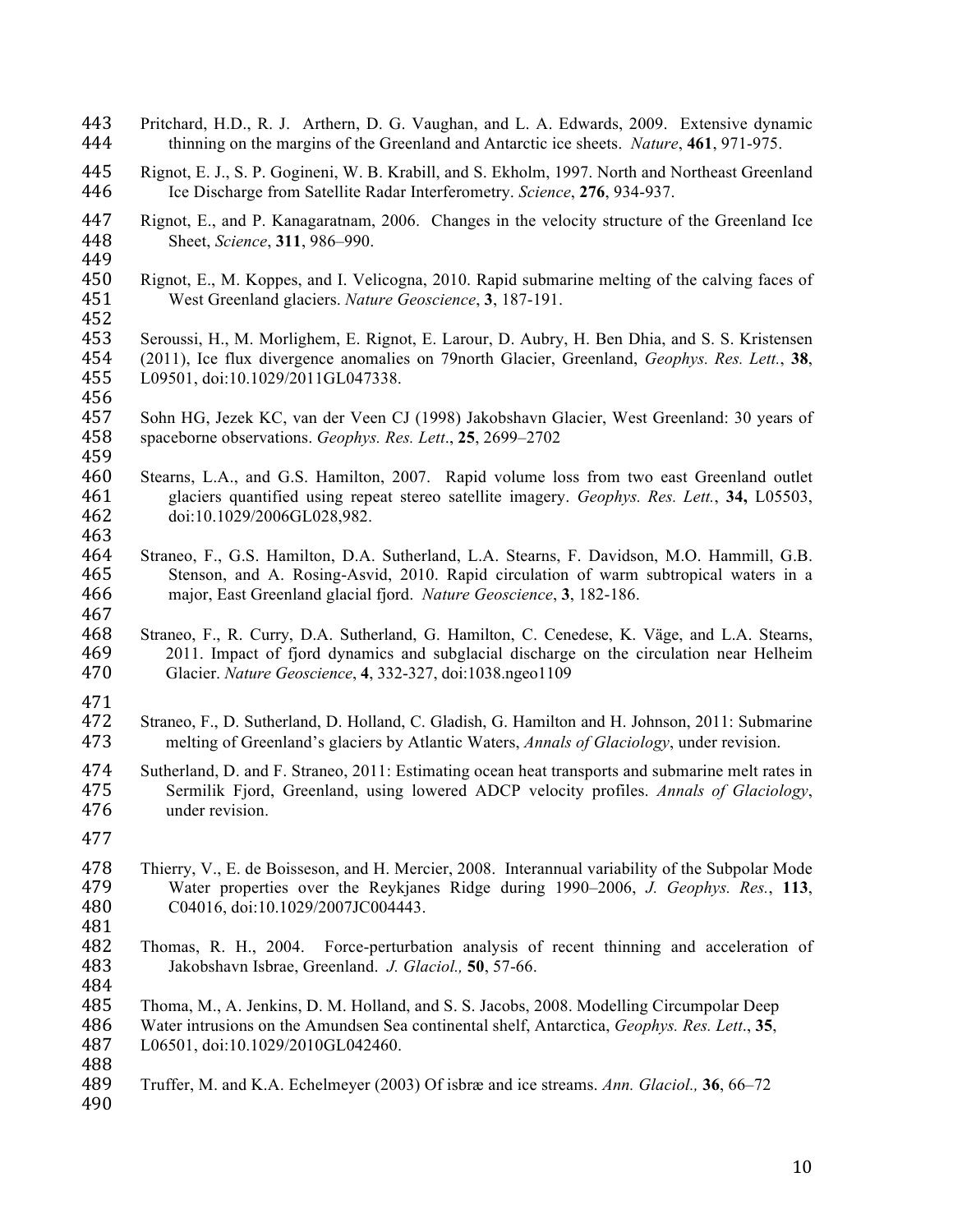Pritchard, H.D., R. J. Arthern, D. G. Vaughan, and L. A. Edwards, 2009. Extensive dynamic thinning on the margins of the Greenland and Antarctic ice sheets. *Nature*, **461**, 971-975.

Rignot, E. J., S. P. Gogineni, W. B. Krabill, and S. Ekholm, 1997. North and Northeast Greenland Ice Discharge from Satellite Radar Interferometry. *Science*, **276**, 934-937.

Rignot, E., and P. Kanagaratnam, 2006. Changes in the velocity structure of the Greenland Ice Sheet, *Science*, **311**, 986–990.

Rignot, E., M. Koppes, and I. Velicogna, 2010. Rapid submarine melting of the calving faces of West Greenland glaciers. *Nature Geoscience*, **3**, 187-191.

Seroussi, H., M. Morlighem, E. Rignot, E. Larour, D. Aubry, H. Ben Dhia, and S. S. Kristensen (2011), Ice flux divergence anomalies on 79north Glacier, Greenland, *Geophys. Res. Lett.*, **38**, L09501, doi:10.1029/2011GL047338.

Sohn HG, Jezek KC, van der Veen CJ (1998) Jakobshavn Glacier, West Greenland: 30 years of spaceborne observations. *Geophys. Res. Lett*., **25**, 2699–2702

Stearns, L.A., and G.S. Hamilton, 2007. Rapid volume loss from two east Greenland outlet glaciers quantified using repeat stereo satellite imagery. *Geophys. Res. Lett.*, **34,** L05503, doi:10.1029/2006GL028,982.

Straneo, F., G.S. Hamilton, D.A. Sutherland, L.A. Stearns, F. Davidson, M.O. Hammill, G.B. Stenson, and A. Rosing-Asvid, 2010. Rapid circulation of warm subtropical waters in a major, East Greenland glacial fjord. *Nature Geoscience*, **3**, 182-186.

Straneo, F., R. Curry, D.A. Sutherland, G. Hamilton, C. Cenedese, K. Väge, and L.A. Stearns, 2011. Impact of fjord dynamics and subglacial discharge on the circulation near Helheim Glacier. *Nature Geoscience*, **4**, 332-327, doi:1038.ngeo1109

Straneo, F., D. Sutherland, D. Holland, C. Gladish, G. Hamilton and H. Johnson, 2011: Submarine melting of Greenland's glaciers by Atlantic Waters, *Annals of Glaciology*, under revision.

Sutherland, D. and F. Straneo, 2011: Estimating ocean heat transports and submarine melt rates in Sermilik Fjord, Greenland, using lowered ADCP velocity profiles. *Annals of Glaciology*, under revision.

Thierry, V., E. de Boisseson, and H. Mercier, 2008. Interannual variability of the Subpolar Mode Water properties over the Reykjanes Ridge during 1990–2006, *J. Geophys. Res.*, **113**, C04016, doi:10.1029/2007JC004443.

Thomas, R. H., 2004. Force-perturbation analysis of recent thinning and acceleration of Jakobshavn Isbrae, Greenland. *J. Glaciol.,* **50**, 57-66.

Thoma, M., A. Jenkins, D. M. Holland, and S. S. Jacobs, 2008. Modelling Circumpolar Deep Water intrusions on the Amundsen Sea continental shelf, Antarctica, *Geophys. Res. Lett*., **35**, L06501, doi:10.1029/2010GL042460.

Truffer, M. and K.A. Echelmeyer (2003) Of isbræ and ice streams. *Ann. Glaciol.,* **36**, 66–72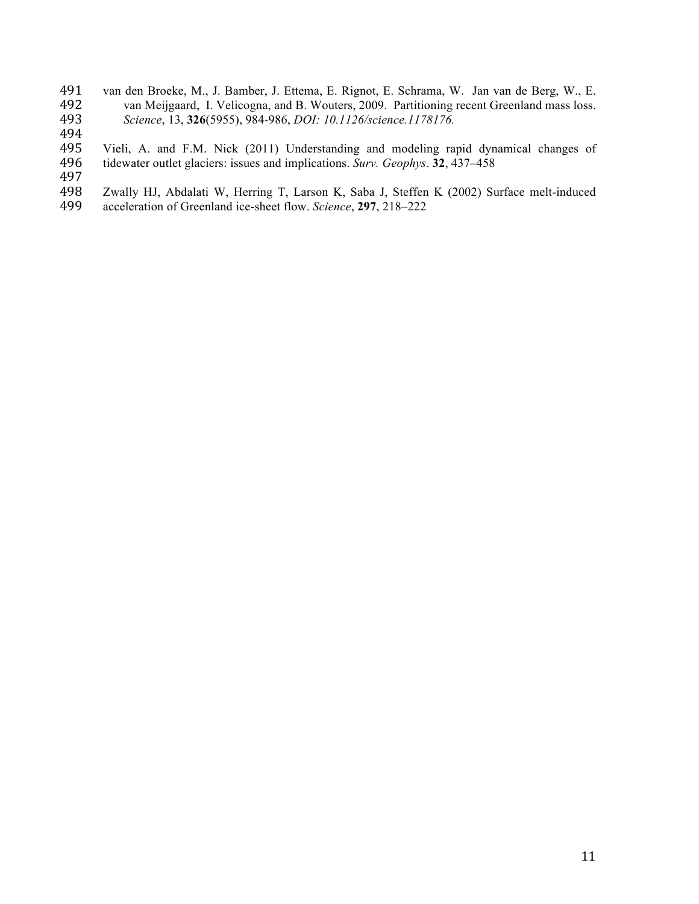van den Broeke, M., J. Bamber, J. Ettema, E. Rignot, E. Schrama, W. Jan van de Berg, W., E. van Meijgaard, I. Velicogna, and B. Wouters, 2009. Partitioning recent Greenland mass loss. *Science*, 13, **326**(5955), 984-986, *DOI: 10.1126/science.1178176.*

Vieli, A. and F.M. Nick (2011) Understanding and modeling rapid dynamical changes of tidewater outlet glaciers: issues and implications. *Surv. Geophys*. **32**, 437–458

Zwally HJ, Abdalati W, Herring T, Larson K, Saba J, Steffen K (2002) Surface melt-induced acceleration of Greenland ice-sheet flow. *Science*, **297**, 218–222